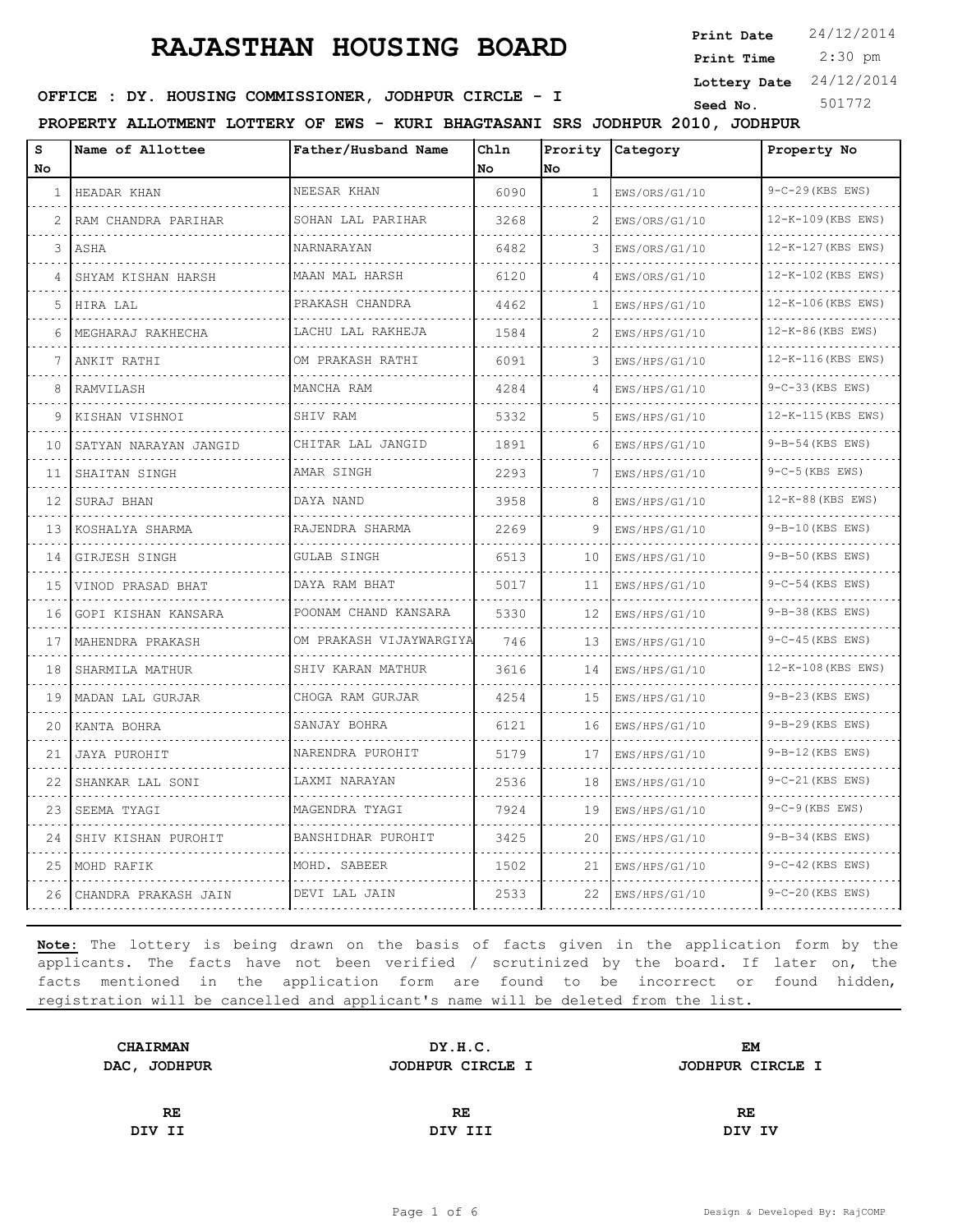# RAJASTHAN HOUSING BOARD

**Print Date** 24/12/2014
**Print Time** 2:30 pm
**Lottery Date** 24/12/2014
**Seed No.** 501772

**OFFICE : DY. HOUSING COMMISSIONER, JODHPUR CIRCLE - I**

**PROPERTY ALLOTMENT LOTTERY OF EWS - KURI BHAGTASANI SRS JODHPUR 2010, JODHPUR**

| S No | Name of Allottee | Father/Husband Name | Chln No | Prority No | Category | Property No |
|---|---|---|---|---|---|---|
| 1 | HEADAR KHAN | NEESAR KHAN | 6090 | 1 | EWS/ORS/G1/10 | 9-C-29(KBS EWS) |
| 2 | RAM CHANDRA PARIHAR | SOHAN LAL PARIHAR | 3268 | 2 | EWS/ORS/G1/10 | 12-K-109(KBS EWS) |
| 3 | ASHA | NARNARAYAN | 6482 | 3 | EWS/ORS/G1/10 | 12-K-127(KBS EWS) |
| 4 | SHYAM KISHAN HARSH | MAAN MAL HARSH | 6120 | 4 | EWS/ORS/G1/10 | 12-K-102(KBS EWS) |
| 5 | HIRA LAL | PRAKASH CHANDRA | 4462 | 1 | EWS/HPS/G1/10 | 12-K-106(KBS EWS) |
| 6 | MEGHARAJ RAKHECHA | LACHU LAL RAKHEJA | 1584 | 2 | EWS/HPS/G1/10 | 12-K-86(KBS EWS) |
| 7 | ANKIT RATHI | OM PRAKASH RATHI | 6091 | 3 | EWS/HPS/G1/10 | 12-K-116(KBS EWS) |
| 8 | RAMVILASH | MANCHA RAM | 4284 | 4 | EWS/HPS/G1/10 | 9-C-33(KBS EWS) |
| 9 | KISHAN VISHNOI | SHIV RAM | 5332 | 5 | EWS/HPS/G1/10 | 12-K-115(KBS EWS) |
| 10 | SATYAN NARAYAN JANGID | CHITAR LAL JANGID | 1891 | 6 | EWS/HPS/G1/10 | 9-B-54(KBS EWS) |
| 11 | SHAITAN SINGH | AMAR SINGH | 2293 | 7 | EWS/HPS/G1/10 | 9-C-5(KBS EWS) |
| 12 | SURAJ BHAN | DAYA NAND | 3958 | 8 | EWS/HPS/G1/10 | 12-K-88(KBS EWS) |
| 13 | KOSHALYA SHARMA | RAJENDRA SHARMA | 2269 | 9 | EWS/HPS/G1/10 | 9-B-10(KBS EWS) |
| 14 | GIRJESH SINGH | GULAB SINGH | 6513 | 10 | EWS/HPS/G1/10 | 9-B-50(KBS EWS) |
| 15 | VINOD PRASAD BHAT | DAYA RAM BHAT | 5017 | 11 | EWS/HPS/G1/10 | 9-C-54(KBS EWS) |
| 16 | GOPI KISHAN KANSARA | POONAM CHAND KANSARA | 5330 | 12 | EWS/HPS/G1/10 | 9-B-38(KBS EWS) |
| 17 | MAHENDRA PRAKASH | OM PRAKASH VIJAYWARGIYA | 746 | 13 | EWS/HPS/G1/10 | 9-C-45(KBS EWS) |
| 18 | SHARMILA MATHUR | SHIV KARAN MATHUR | 3616 | 14 | EWS/HPS/G1/10 | 12-K-108(KBS EWS) |
| 19 | MADAN LAL GURJAR | CHOGA RAM GURJAR | 4254 | 15 | EWS/HPS/G1/10 | 9-B-23(KBS EWS) |
| 20 | KANTA BOHRA | SANJAY BOHRA | 6121 | 16 | EWS/HPS/G1/10 | 9-B-29(KBS EWS) |
| 21 | JAYA PUROHIT | NARENDRA PUROHIT | 5179 | 17 | EWS/HPS/G1/10 | 9-B-12(KBS EWS) |
| 22 | SHANKAR LAL SONI | LAXMI NARAYAN | 2536 | 18 | EWS/HPS/G1/10 | 9-C-21(KBS EWS) |
| 23 | SEEMA TYAGI | MAGENDRA TYAGI | 7924 | 19 | EWS/HPS/G1/10 | 9-C-9(KBS EWS) |
| 24 | SHIV KISHAN PUROHIT | BANSHIDHAR PUROHIT | 3425 | 20 | EWS/HPS/G1/10 | 9-B-34(KBS EWS) |
| 25 | MOHD RAFIK | MOHD. SABEER | 1502 | 21 | EWS/HPS/G1/10 | 9-C-42(KBS EWS) |
| 26 | CHANDRA PRAKASH JAIN | DEVI LAL JAIN | 2533 | 22 | EWS/HPS/G1/10 | 9-C-20(KBS EWS) |

**Note:** The lottery is being drawn on the basis of facts given in the application form by the applicants. The facts have not been verified / scrutinized by the board. If later on, the facts mentioned in the application form are found to be incorrect or found hidden, registration will be cancelled and applicant's name will be deleted from the list.

| **CHAIRMAN** | **DY.H.C.** | **EM** |
|---|---|---|
| **DAC, JODHPUR** | **JODHPUR CIRCLE I** | **JODHPUR CIRCLE I** |
| **RE** | **RE** | **RE** |
| **DIV II** | **DIV III** | **DIV IV** |

Design & Developed By: RajCOMP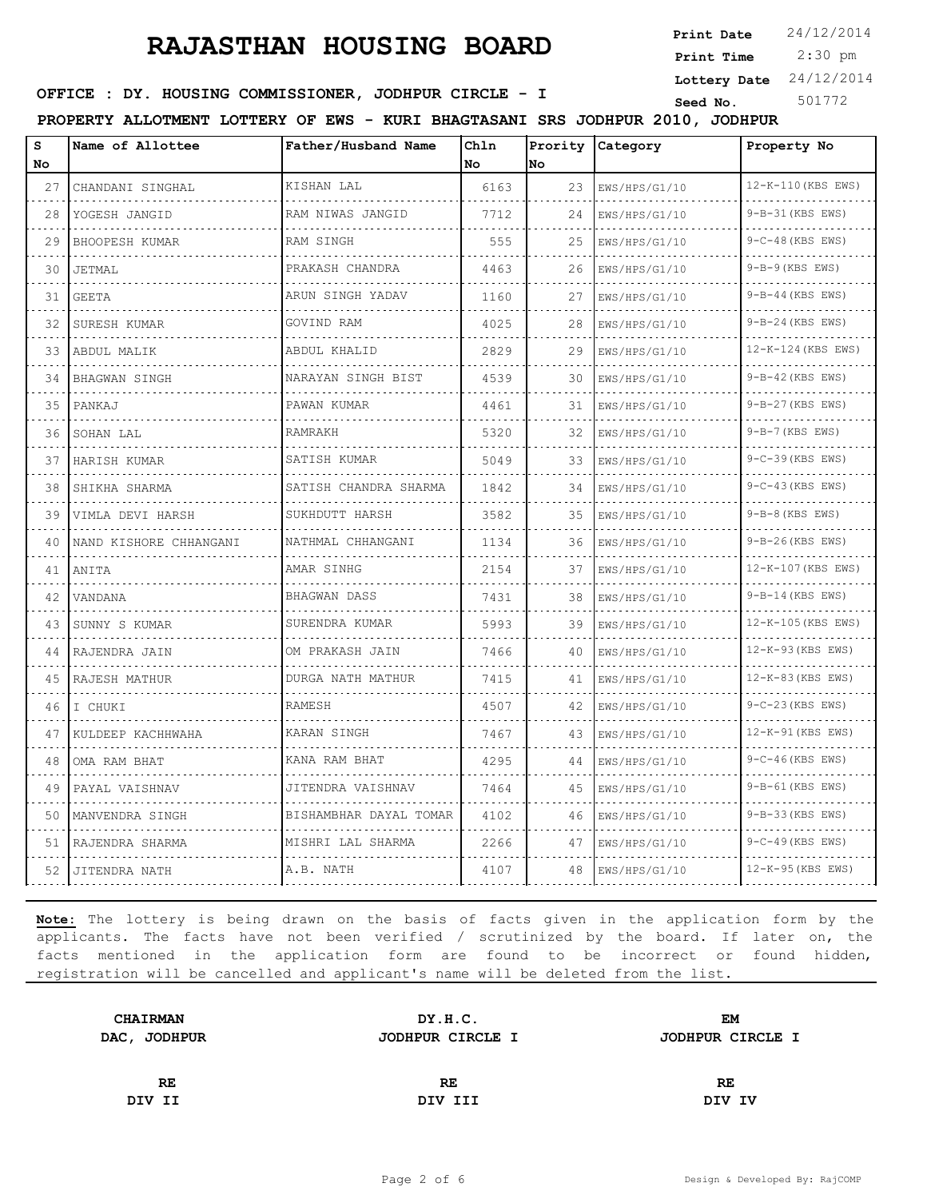# RAJASTHAN HOUSING BOARD

**Print Date** 24/12/2014
**Print Time** 2:30 pm
**Lottery Date** 24/12/2014
**Seed No.** 501772

**OFFICE : DY. HOUSING COMMISSIONER, JODHPUR CIRCLE - I**

**PROPERTY ALLOTMENT LOTTERY OF EWS - KURI BHAGTASANI SRS JODHPUR 2010, JODHPUR**

| S No | Name of Allottee | Father/Husband Name | Chln No | Prority No | Category | Property No |
|---|---|---|---|---|---|---|
| 27 | CHANDANI SINGHAL | KISHAN LAL | 6163 | 23 | EWS/HPS/G1/10 | 12-K-110(KBS EWS) |
| 28 | YOGESH JANGID | RAM NIWAS JANGID | 7712 | 24 | EWS/HPS/G1/10 | 9-B-31(KBS EWS) |
| 29 | BHOOPESH KUMAR | RAM SINGH | 555 | 25 | EWS/HPS/G1/10 | 9-C-48(KBS EWS) |
| 30 | JETMAL | PRAKASH CHANDRA | 4463 | 26 | EWS/HPS/G1/10 | 9-B-9(KBS EWS) |
| 31 | GEETA | ARUN SINGH YADAV | 1160 | 27 | EWS/HPS/G1/10 | 9-B-44(KBS EWS) |
| 32 | SURESH KUMAR | GOVIND RAM | 4025 | 28 | EWS/HPS/G1/10 | 9-B-24(KBS EWS) |
| 33 | ABDUL MALIK | ABDUL KHALID | 2829 | 29 | EWS/HPS/G1/10 | 12-K-124(KBS EWS) |
| 34 | BHAGWAN SINGH | NARAYAN SINGH BIST | 4539 | 30 | EWS/HPS/G1/10 | 9-B-42(KBS EWS) |
| 35 | PANKAJ | PAWAN KUMAR | 4461 | 31 | EWS/HPS/G1/10 | 9-B-27(KBS EWS) |
| 36 | SOHAN LAL | RAMRAKH | 5320 | 32 | EWS/HPS/G1/10 | 9-B-7(KBS EWS) |
| 37 | HARISH KUMAR | SATISH KUMAR | 5049 | 33 | EWS/HPS/G1/10 | 9-C-39(KBS EWS) |
| 38 | SHIKHA SHARMA | SATISH CHANDRA SHARMA | 1842 | 34 | EWS/HPS/G1/10 | 9-C-43(KBS EWS) |
| 39 | VIMLA DEVI HARSH | SUKHDUTT HARSH | 3582 | 35 | EWS/HPS/G1/10 | 9-B-8(KBS EWS) |
| 40 | NAND KISHORE CHHANGANI | NATHMAL CHHANGANI | 1134 | 36 | EWS/HPS/G1/10 | 9-B-26(KBS EWS) |
| 41 | ANITA | AMAR SINHG | 2154 | 37 | EWS/HPS/G1/10 | 12-K-107(KBS EWS) |
| 42 | VANDANA | BHAGWAN DASS | 7431 | 38 | EWS/HPS/G1/10 | 9-B-14(KBS EWS) |
| 43 | SUNNY S KUMAR | SURENDRA KUMAR | 5993 | 39 | EWS/HPS/G1/10 | 12-K-105(KBS EWS) |
| 44 | RAJENDRA JAIN | OM PRAKASH JAIN | 7466 | 40 | EWS/HPS/G1/10 | 12-K-93(KBS EWS) |
| 45 | RAJESH MATHUR | DURGA NATH MATHUR | 7415 | 41 | EWS/HPS/G1/10 | 12-K-83(KBS EWS) |
| 46 | I CHUKI | RAMESH | 4507 | 42 | EWS/HPS/G1/10 | 9-C-23(KBS EWS) |
| 47 | KULDEEP KACHHWAHA | KARAN SINGH | 7467 | 43 | EWS/HPS/G1/10 | 12-K-91(KBS EWS) |
| 48 | OMA RAM BHAT | KANA RAM BHAT | 4295 | 44 | EWS/HPS/G1/10 | 9-C-46(KBS EWS) |
| 49 | PAYAL VAISHNAV | JITENDRA VAISHNAV | 7464 | 45 | EWS/HPS/G1/10 | 9-B-61(KBS EWS) |
| 50 | MANVENDRA SINGH | BISHAMBHAR DAYAL TOMAR | 4102 | 46 | EWS/HPS/G1/10 | 9-B-33(KBS EWS) |
| 51 | RAJENDRA SHARMA | MISHRI LAL SHARMA | 2266 | 47 | EWS/HPS/G1/10 | 9-C-49(KBS EWS) |
| 52 | JITENDRA NATH | A.B. NATH | 4107 | 48 | EWS/HPS/G1/10 | 12-K-95(KBS EWS) |

**Note:** The lottery is being drawn on the basis of facts given in the application form by the applicants. The facts have not been verified / scrutinized by the board. If later on, the facts mentioned in the application form are found to be incorrect or found hidden, registration will be cancelled and applicant's name will be deleted from the list.

| **CHAIRMAN** | **DY.H.C.** | **EM** |
|---|---|---|
| **DAC, JODHPUR** | **JODHPUR CIRCLE I** | **JODHPUR CIRCLE I** |
| **RE** | **RE** | **RE** |
| **DIV II** | **DIV III** | **DIV IV** |

Design & Developed By: RajCOMP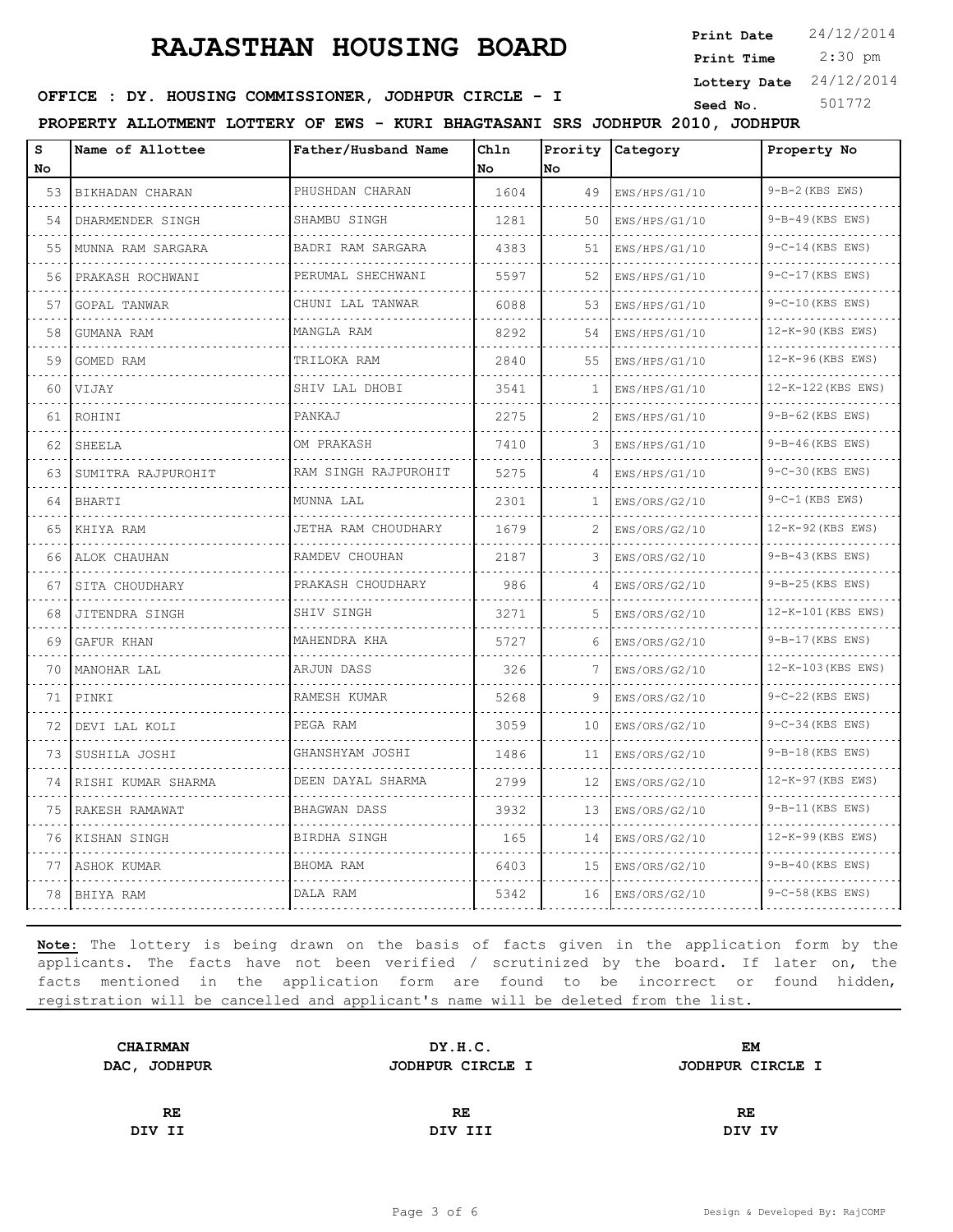# RAJASTHAN HOUSING BOARD

**Print Date** 24/12/2014
**Print Time** 2:30 pm
**Lottery Date** 24/12/2014
**Seed No.** 501772

**OFFICE : DY. HOUSING COMMISSIONER, JODHPUR CIRCLE - I**

**PROPERTY ALLOTMENT LOTTERY OF EWS - KURI BHAGTASANI SRS JODHPUR 2010, JODHPUR**

| S No | Name of Allottee | Father/Husband Name | Chln No | Prority No | Category | Property No |
|---|---|---|---|---|---|---|
| 53 | BIKHADAN CHARAN | PHUSHDAN CHARAN | 1604 | 49 | EWS/HPS/G1/10 | 9-B-2(KBS EWS) |
| 54 | DHARMENDER SINGH | SHAMBU SINGH | 1281 | 50 | EWS/HPS/G1/10 | 9-B-49(KBS EWS) |
| 55 | MUNNA RAM SARGARA | BADRI RAM SARGARA | 4383 | 51 | EWS/HPS/G1/10 | 9-C-14(KBS EWS) |
| 56 | PRAKASH ROCHWANI | PERUMAL SHECHWANI | 5597 | 52 | EWS/HPS/G1/10 | 9-C-17(KBS EWS) |
| 57 | GOPAL TANWAR | CHUNI LAL TANWAR | 6088 | 53 | EWS/HPS/G1/10 | 9-C-10(KBS EWS) |
| 58 | GUMANA RAM | MANGLA RAM | 8292 | 54 | EWS/HPS/G1/10 | 12-K-90(KBS EWS) |
| 59 | GOMED RAM | TRILOKA RAM | 2840 | 55 | EWS/HPS/G1/10 | 12-K-96(KBS EWS) |
| 60 | VIJAY | SHIV LAL DHOBI | 3541 | 1 | EWS/HPS/G1/10 | 12-K-122(KBS EWS) |
| 61 | ROHINI | PANKAJ | 2275 | 2 | EWS/HPS/G1/10 | 9-B-62(KBS EWS) |
| 62 | SHEELA | OM PRAKASH | 7410 | 3 | EWS/HPS/G1/10 | 9-B-46(KBS EWS) |
| 63 | SUMITRA RAJPUROHIT | RAM SINGH RAJPUROHIT | 5275 | 4 | EWS/HPS/G1/10 | 9-C-30(KBS EWS) |
| 64 | BHARTI | MUNNA LAL | 2301 | 1 | EWS/ORS/G2/10 | 9-C-1(KBS EWS) |
| 65 | KHIYA RAM | JETHA RAM CHOUDHARY | 1679 | 2 | EWS/ORS/G2/10 | 12-K-92(KBS EWS) |
| 66 | ALOK CHAUHAN | RAMDEV CHOUHAN | 2187 | 3 | EWS/ORS/G2/10 | 9-B-43(KBS EWS) |
| 67 | SITA CHOUDHARY | PRAKASH CHOUDHARY | 986 | 4 | EWS/ORS/G2/10 | 9-B-25(KBS EWS) |
| 68 | JITENDRA SINGH | SHIV SINGH | 3271 | 5 | EWS/ORS/G2/10 | 12-K-101(KBS EWS) |
| 69 | GAFUR KHAN | MAHENDRA KHA | 5727 | 6 | EWS/ORS/G2/10 | 9-B-17(KBS EWS) |
| 70 | MANOHAR LAL | ARJUN DASS | 326 | 7 | EWS/ORS/G2/10 | 12-K-103(KBS EWS) |
| 71 | PINKI | RAMESH KUMAR | 5268 | 9 | EWS/ORS/G2/10 | 9-C-22(KBS EWS) |
| 72 | DEVI LAL KOLI | PEGA RAM | 3059 | 10 | EWS/ORS/G2/10 | 9-C-34(KBS EWS) |
| 73 | SUSHILA JOSHI | GHANSHYAM JOSHI | 1486 | 11 | EWS/ORS/G2/10 | 9-B-18(KBS EWS) |
| 74 | RISHI KUMAR SHARMA | DEEN DAYAL SHARMA | 2799 | 12 | EWS/ORS/G2/10 | 12-K-97(KBS EWS) |
| 75 | RAKESH RAMAWAT | BHAGWAN DASS | 3932 | 13 | EWS/ORS/G2/10 | 9-B-11(KBS EWS) |
| 76 | KISHAN SINGH | BIRDHA SINGH | 165 | 14 | EWS/ORS/G2/10 | 12-K-99(KBS EWS) |
| 77 | ASHOK KUMAR | BHOMA RAM | 6403 | 15 | EWS/ORS/G2/10 | 9-B-40(KBS EWS) |
| 78 | BHIYA RAM | DALA RAM | 5342 | 16 | EWS/ORS/G2/10 | 9-C-58(KBS EWS) |

**Note:** The lottery is being drawn on the basis of facts given in the application form by the applicants. The facts have not been verified / scrutinized by the board. If later on, the facts mentioned in the application form are found to be incorrect or found hidden, registration will be cancelled and applicant's name will be deleted from the list.

| | | |
|---|---|---|
| **CHAIRMAN** | **DY.H.C.** | **EM** |
| **DAC, JODHPUR** | **JODHPUR CIRCLE I** | **JODHPUR CIRCLE I** |
| **RE** | **RE** | **RE** |
| **DIV II** | **DIV III** | **DIV IV** |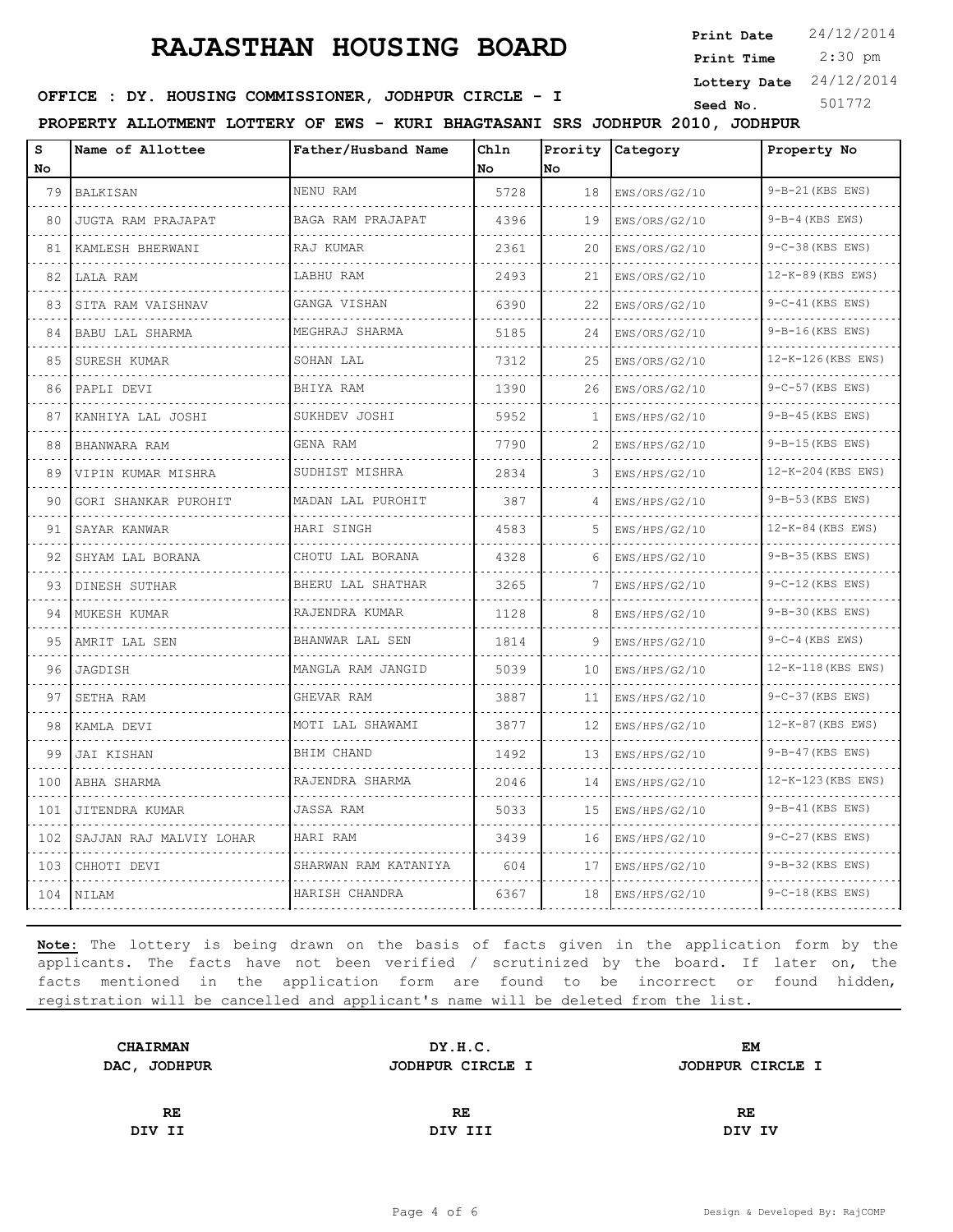# RAJASTHAN HOUSING BOARD

**Print Date** 24/12/2014
**Print Time** 2:30 pm
**Lottery Date** 24/12/2014
**Seed No.** 501772

**OFFICE : DY. HOUSING COMMISSIONER, JODHPUR CIRCLE - I**

**PROPERTY ALLOTMENT LOTTERY OF EWS - KURI BHAGTASANI SRS JODHPUR 2010, JODHPUR**

| S No | Name of Allottee | Father/Husband Name | Chln No | Prority No | Category | Property No |
|---|---|---|---|---|---|---|
| 79 | BALKISAN | NENU RAM | 5728 | 18 | EWS/ORS/G2/10 | 9-B-21(KBS EWS) |
| 80 | JUGTA RAM PRAJAPAT | BAGA RAM PRAJAPAT | 4396 | 19 | EWS/ORS/G2/10 | 9-B-4(KBS EWS) |
| 81 | KAMLESH BHERWANI | RAJ KUMAR | 2361 | 20 | EWS/ORS/G2/10 | 9-C-38(KBS EWS) |
| 82 | LALA RAM | LABHU RAM | 2493 | 21 | EWS/ORS/G2/10 | 12-K-89(KBS EWS) |
| 83 | SITA RAM VAISHNAV | GANGA VISHAN | 6390 | 22 | EWS/ORS/G2/10 | 9-C-41(KBS EWS) |
| 84 | BABU LAL SHARMA | MEGHRAJ SHARMA | 5185 | 24 | EWS/ORS/G2/10 | 9-B-16(KBS EWS) |
| 85 | SURESH KUMAR | SOHAN LAL | 7312 | 25 | EWS/ORS/G2/10 | 12-K-126(KBS EWS) |
| 86 | PAPLI DEVI | BHIYA RAM | 1390 | 26 | EWS/ORS/G2/10 | 9-C-57(KBS EWS) |
| 87 | KANHIYA LAL JOSHI | SUKHDEV JOSHI | 5952 | 1 | EWS/HPS/G2/10 | 9-B-45(KBS EWS) |
| 88 | BHANWARA RAM | GENA RAM | 7790 | 2 | EWS/HPS/G2/10 | 9-B-15(KBS EWS) |
| 89 | VIPIN KUMAR MISHRA | SUDHIST MISHRA | 2834 | 3 | EWS/HPS/G2/10 | 12-K-204(KBS EWS) |
| 90 | GORI SHANKAR PUROHIT | MADAN LAL PUROHIT | 387 | 4 | EWS/HPS/G2/10 | 9-B-53(KBS EWS) |
| 91 | SAYAR KANWAR | HARI SINGH | 4583 | 5 | EWS/HPS/G2/10 | 12-K-84(KBS EWS) |
| 92 | SHYAM LAL BORANA | CHOTU LAL BORANA | 4328 | 6 | EWS/HPS/G2/10 | 9-B-35(KBS EWS) |
| 93 | DINESH SUTHAR | BHERU LAL SHATHAR | 3265 | 7 | EWS/HPS/G2/10 | 9-C-12(KBS EWS) |
| 94 | MUKESH KUMAR | RAJENDRA KUMAR | 1128 | 8 | EWS/HPS/G2/10 | 9-B-30(KBS EWS) |
| 95 | AMRIT LAL SEN | BHANWAR LAL SEN | 1814 | 9 | EWS/HPS/G2/10 | 9-C-4(KBS EWS) |
| 96 | JAGDISH | MANGLA RAM JANGID | 5039 | 10 | EWS/HPS/G2/10 | 12-K-118(KBS EWS) |
| 97 | SETHA RAM | GHEVAR RAM | 3887 | 11 | EWS/HPS/G2/10 | 9-C-37(KBS EWS) |
| 98 | KAMLA DEVI | MOTI LAL SHAWAMI | 3877 | 12 | EWS/HPS/G2/10 | 12-K-87(KBS EWS) |
| 99 | JAI KISHAN | BHIM CHAND | 1492 | 13 | EWS/HPS/G2/10 | 9-B-47(KBS EWS) |
| 100 | ABHA SHARMA | RAJENDRA SHARMA | 2046 | 14 | EWS/HPS/G2/10 | 12-K-123(KBS EWS) |
| 101 | JITENDRA KUMAR | JASSA RAM | 5033 | 15 | EWS/HPS/G2/10 | 9-B-41(KBS EWS) |
| 102 | SAJJAN RAJ MALVIY LOHAR | HARI RAM | 3439 | 16 | EWS/HPS/G2/10 | 9-C-27(KBS EWS) |
| 103 | CHHOTI DEVI | SHARWAN RAM KATANIYA | 604 | 17 | EWS/HPS/G2/10 | 9-B-32(KBS EWS) |
| 104 | NILAM | HARISH CHANDRA | 6367 | 18 | EWS/HPS/G2/10 | 9-C-18(KBS EWS) |

**Note:** The lottery is being drawn on the basis of facts given in the application form by the applicants. The facts have not been verified / scrutinized by the board. If later on, the facts mentioned in the application form are found to be incorrect or found hidden, registration will be cancelled and applicant's name will be deleted from the list.

| **CHAIRMAN** | **DY.H.C.** | **EM** |
|---|---|---|
| **DAC, JODHPUR** | **JODHPUR CIRCLE I** | **JODHPUR CIRCLE I** |
| **RE** | **RE** | **RE** |
| **DIV II** | **DIV III** | **DIV IV** |

Design & Developed By: RajCOMP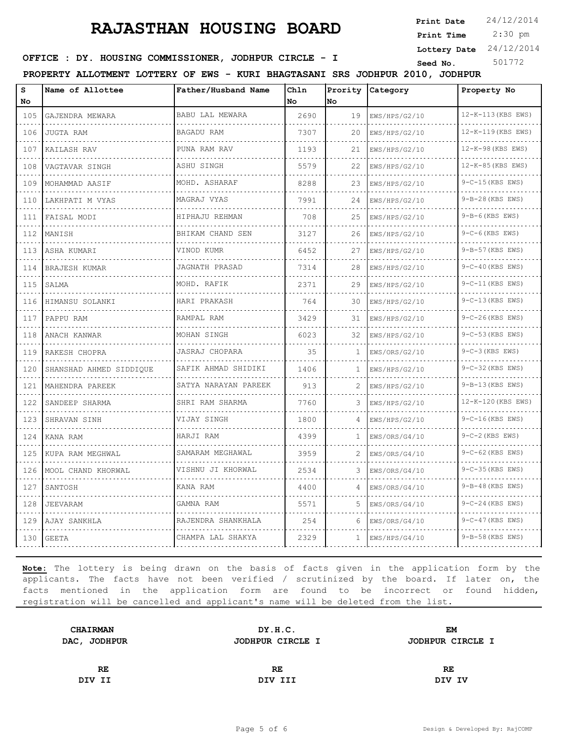# RAJASTHAN HOUSING BOARD

**Print Date** 24/12/2014
**Print Time** 2:30 pm
**Lottery Date** 24/12/2014
**Seed No.** 501772

**OFFICE : DY. HOUSING COMMISSIONER, JODHPUR CIRCLE - I**

**PROPERTY ALLOTMENT LOTTERY OF EWS - KURI BHAGTASANI SRS JODHPUR 2010, JODHPUR**

| S No | Name of Allottee | Father/Husband Name | Chln No | Prority No | Category | Property No |
|---|---|---|---|---|---|---|
| 105 | GAJENDRA MEWARA | BABU LAL MEWARA | 2690 | 19 | EWS/HPS/G2/10 | 12-K-113(KBS EWS) |
| 106 | JUGTA RAM | BAGADU RAM | 7307 | 20 | EWS/HPS/G2/10 | 12-K-119(KBS EWS) |
| 107 | KAILASH RAV | PUNA RAM RAV | 1193 | 21 | EWS/HPS/G2/10 | 12-K-98(KBS EWS) |
| 108 | VAGTAVAR SINGH | ASHU SINGH | 5579 | 22 | EWS/HPS/G2/10 | 12-K-85(KBS EWS) |
| 109 | MOHAMMAD AASIF | MOHD. ASHARAF | 8288 | 23 | EWS/HPS/G2/10 | 9-C-15(KBS EWS) |
| 110 | LAKHPATI M VYAS | MAGRAJ VYAS | 7991 | 24 | EWS/HPS/G2/10 | 9-B-28(KBS EWS) |
| 111 | FAISAL MODI | HIPHAJU REHMAN | 708 | 25 | EWS/HPS/G2/10 | 9-B-6(KBS EWS) |
| 112 | MANISH | BHIKAM CHAND SEN | 3127 | 26 | EWS/HPS/G2/10 | 9-C-6(KBS EWS) |
| 113 | ASHA KUMARI | VINOD KUMR | 6452 | 27 | EWS/HPS/G2/10 | 9-B-57(KBS EWS) |
| 114 | BRAJESH KUMAR | JAGNATH PRASAD | 7314 | 28 | EWS/HPS/G2/10 | 9-C-40(KBS EWS) |
| 115 | SALMA | MOHD. RAFIK | 2371 | 29 | EWS/HPS/G2/10 | 9-C-11(KBS EWS) |
| 116 | HIMANSU SOLANKI | HARI PRAKASH | 764 | 30 | EWS/HPS/G2/10 | 9-C-13(KBS EWS) |
| 117 | PAPPU RAM | RAMPAL RAM | 3429 | 31 | EWS/HPS/G2/10 | 9-C-26(KBS EWS) |
| 118 | ANACH KANWAR | MOHAN SINGH | 6023 | 32 | EWS/HPS/G2/10 | 9-C-53(KBS EWS) |
| 119 | RAKESH CHOPRA | JASRAJ CHOPARA | 35 | 1 | EWS/ORS/G2/10 | 9-C-3(KBS EWS) |
| 120 | SHANSHAD AHMED SIDDIQUE | SAFIK AHMAD SHIDIKI | 1406 | 1 | EWS/HPS/G2/10 | 9-C-32(KBS EWS) |
| 121 | MAHENDRA PAREEK | SATYA NARAYAN PAREEK | 913 | 2 | EWS/HPS/G2/10 | 9-B-13(KBS EWS) |
| 122 | SANDEEP SHARMA | SHRI RAM SHARMA | 7760 | 3 | EWS/HPS/G2/10 | 12-K-120(KBS EWS) |
| 123 | SHRAVAN SINH | VIJAY SINGH | 1800 | 4 | EWS/HPS/G2/10 | 9-C-16(KBS EWS) |
| 124 | KANA RAM | HARJI RAM | 4399 | 1 | EWS/ORS/G4/10 | 9-C-2(KBS EWS) |
| 125 | KUPA RAM MEGHWAL | SAMARAM MEGHAWAL | 3959 | 2 | EWS/ORS/G4/10 | 9-C-62(KBS EWS) |
| 126 | MOOL CHAND KHORWAL | VISHNU JI KHORWAL | 2534 | 3 | EWS/ORS/G4/10 | 9-C-35(KBS EWS) |
| 127 | SANTOSH | KANA RAM | 4400 | 4 | EWS/ORS/G4/10 | 9-B-48(KBS EWS) |
| 128 | JEEVARAM | GAMNA RAM | 5571 | 5 | EWS/ORS/G4/10 | 9-C-24(KBS EWS) |
| 129 | AJAY SANKHLA | RAJENDRA SHANKHALA | 254 | 6 | EWS/ORS/G4/10 | 9-C-47(KBS EWS) |
| 130 | GEETA | CHAMPA LAL SHAKYA | 2329 | 1 | EWS/HPS/G4/10 | 9-B-58(KBS EWS) |

**Note:** The lottery is being drawn on the basis of facts given in the application form by the applicants. The facts have not been verified / scrutinized by the board. If later on, the facts mentioned in the application form are found to be incorrect or found hidden, registration will be cancelled and applicant's name will be deleted from the list.

| **CHAIRMAN** | **DY.H.C.** | **EM** |
|---|---|---|
| **DAC, JODHPUR** | **JODHPUR CIRCLE I** | **JODHPUR CIRCLE I** |
| **RE** | **RE** | **RE** |
| **DIV II** | **DIV III** | **DIV IV** |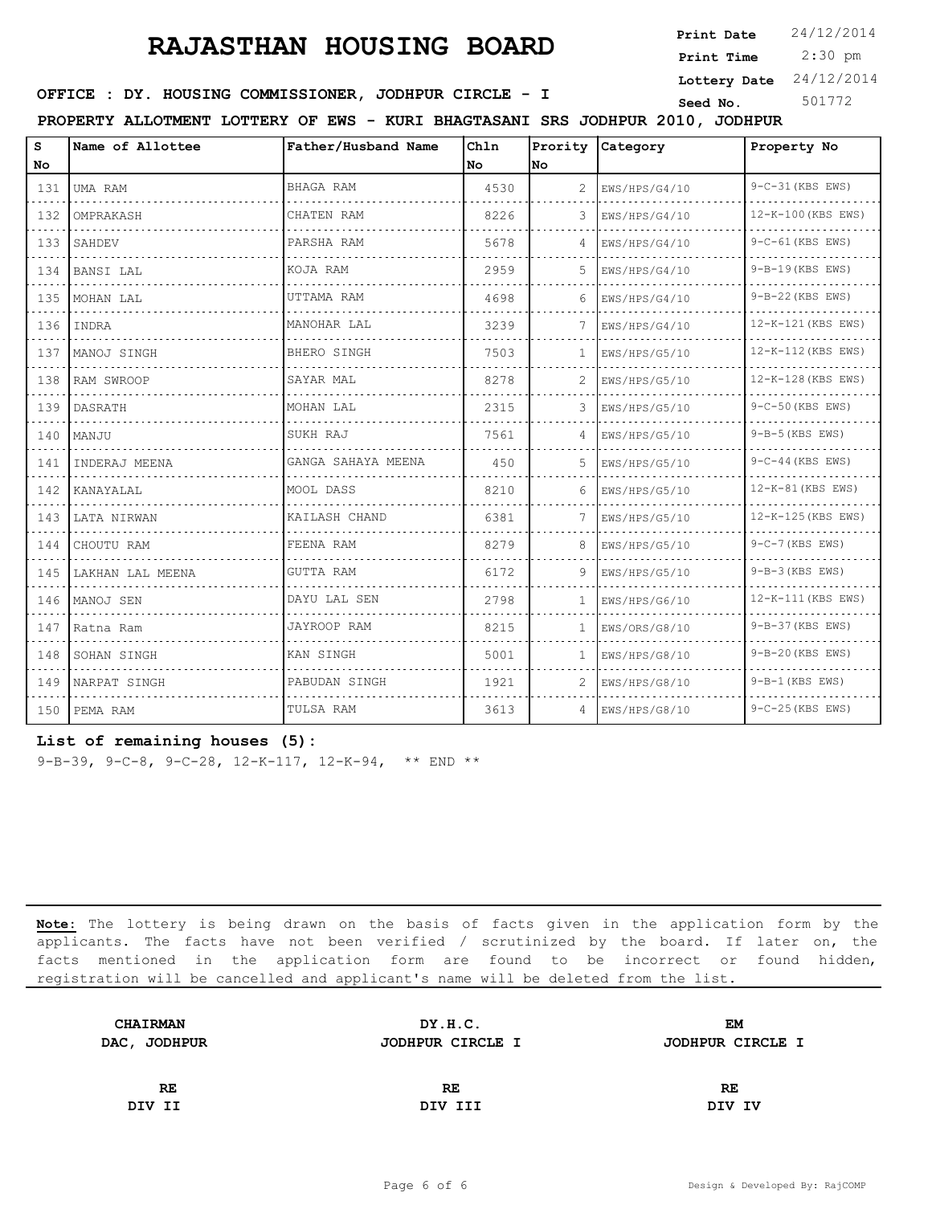# RAJASTHAN HOUSING BOARD

**Print Date** 24/12/2014
**Print Time** 2:30 pm
**Lottery Date** 24/12/2014
**Seed No.** 501772

**OFFICE : DY. HOUSING COMMISSIONER, JODHPUR CIRCLE - I**

**PROPERTY ALLOTMENT LOTTERY OF EWS - KURI BHAGTASANI SRS JODHPUR 2010, JODHPUR**

| S No | Name of Allottee | Father/Husband Name | Chln No | Prority No | Category | Property No |
|---|---|---|---|---|---|---|
| 131 | UMA RAM | BHAGA RAM | 4530 | 2 | EWS/HPS/G4/10 | 9-C-31(KBS EWS) |
| 132 | OMPRAKASH | CHATEN RAM | 8226 | 3 | EWS/HPS/G4/10 | 12-K-100(KBS EWS) |
| 133 | SAHDEV | PARSHA RAM | 5678 | 4 | EWS/HPS/G4/10 | 9-C-61(KBS EWS) |
| 134 | BANSI LAL | KOJA RAM | 2959 | 5 | EWS/HPS/G4/10 | 9-B-19(KBS EWS) |
| 135 | MOHAN LAL | UTTAMA RAM | 4698 | 6 | EWS/HPS/G4/10 | 9-B-22(KBS EWS) |
| 136 | INDRA | MANOHAR LAL | 3239 | 7 | EWS/HPS/G4/10 | 12-K-121(KBS EWS) |
| 137 | MANOJ SINGH | BHERO SINGH | 7503 | 1 | EWS/HPS/G5/10 | 12-K-112(KBS EWS) |
| 138 | RAM SWROOP | SAYAR MAL | 8278 | 2 | EWS/HPS/G5/10 | 12-K-128(KBS EWS) |
| 139 | DASRATH | MOHAN LAL | 2315 | 3 | EWS/HPS/G5/10 | 9-C-50(KBS EWS) |
| 140 | MANJU | SUKH RAJ | 7561 | 4 | EWS/HPS/G5/10 | 9-B-5(KBS EWS) |
| 141 | INDERAJ MEENA | GANGA SAHAYA MEENA | 450 | 5 | EWS/HPS/G5/10 | 9-C-44(KBS EWS) |
| 142 | KANAYALAL | MOOL DASS | 8210 | 6 | EWS/HPS/G5/10 | 12-K-81(KBS EWS) |
| 143 | LATA NIRWAN | KAILASH CHAND | 6381 | 7 | EWS/HPS/G5/10 | 12-K-125(KBS EWS) |
| 144 | CHOUTU RAM | FEENA RAM | 8279 | 8 | EWS/HPS/G5/10 | 9-C-7(KBS EWS) |
| 145 | LAKHAN LAL MEENA | GUTTA RAM | 6172 | 9 | EWS/HPS/G5/10 | 9-B-3(KBS EWS) |
| 146 | MANOJ SEN | DAYU LAL SEN | 2798 | 1 | EWS/HPS/G6/10 | 12-K-111(KBS EWS) |
| 147 | Ratna Ram | JAYROOP RAM | 8215 | 1 | EWS/ORS/G8/10 | 9-B-37(KBS EWS) |
| 148 | SOHAN SINGH | KAN SINGH | 5001 | 1 | EWS/HPS/G8/10 | 9-B-20(KBS EWS) |
| 149 | NARPAT SINGH | PABUDAN SINGH | 1921 | 2 | EWS/HPS/G8/10 | 9-B-1(KBS EWS) |
| 150 | PEMA RAM | TULSA RAM | 3613 | 4 | EWS/HPS/G8/10 | 9-C-25(KBS EWS) |

**List of remaining houses (5):**

9-B-39, 9-C-8, 9-C-28, 12-K-117, 12-K-94, ** END **

**Note:** The lottery is being drawn on the basis of facts given in the application form by the applicants. The facts have not been verified / scrutinized by the board. If later on, the facts mentioned in the application form are found to be incorrect or found hidden, registration will be cancelled and applicant's name will be deleted from the list.

| | | |
|---|---|---|
| **CHAIRMAN**<br>**DAC, JODHPUR** | **DY.H.C.**<br>**JODHPUR CIRCLE I** | **EM**<br>**JODHPUR CIRCLE I** |
| **RE**<br>**DIV II** | **RE**<br>**DIV III** | **RE**<br>**DIV IV** |

Design & Developed By: RajCOMP